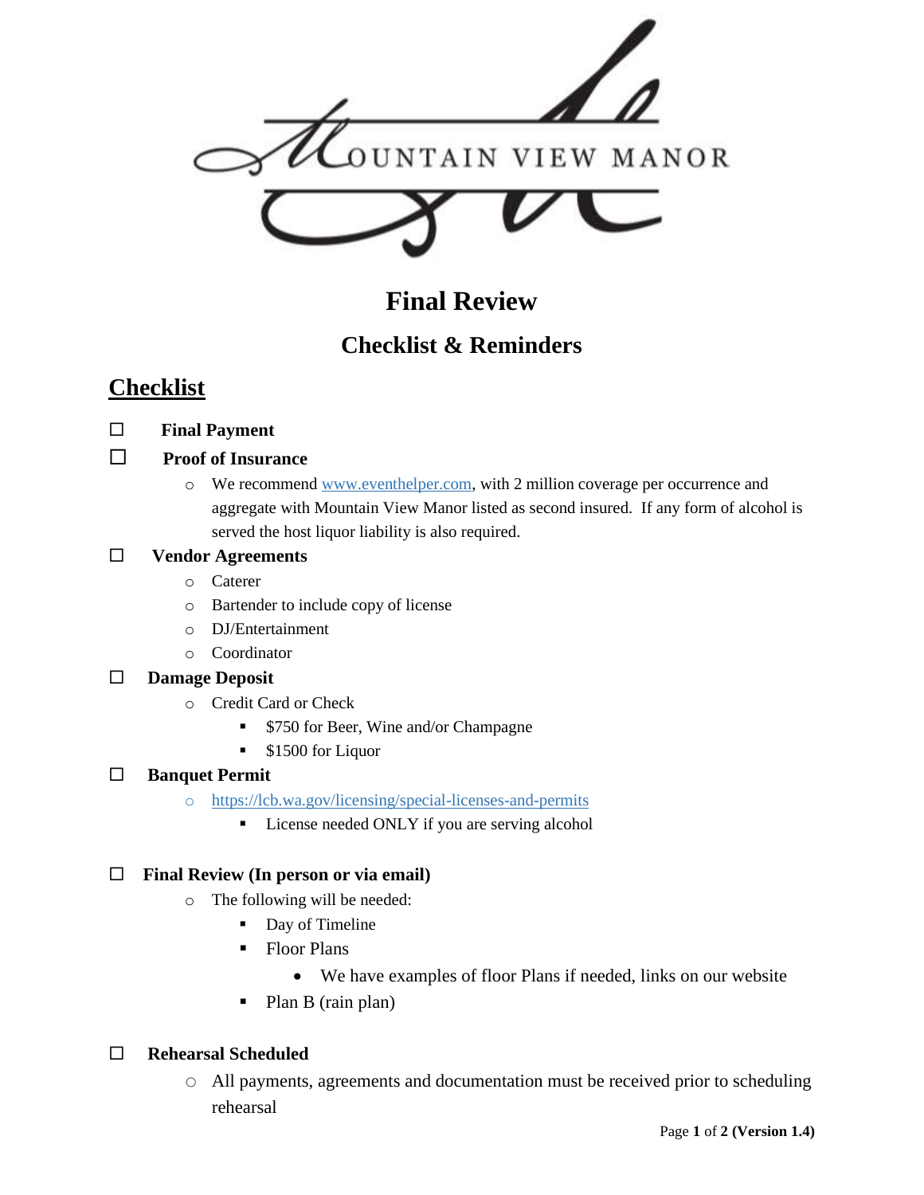# Final Review

## Checklist & Reminders

## Checklist

- ☐ **Final Payment**
- ☐ **Proof of Insurance**
  - We recommend www.eventhelper.com, with 2 million coverage per occurrence and aggregate with Mountain View Manor listed as second insured. If any form of alcohol is served the host liquor liability is also required.
- ☐ **Vendor Agreements**
  - Caterer
  - Bartender to include copy of license
  - DJ/Entertainment
  - Coordinator
- ☐ **Damage Deposit**
  - Credit Card or Check
    - $750 for Beer, Wine and/or Champagne
    - $1500 for Liquor
- ☐ **Banquet Permit**
  - https://lcb.wa.gov/licensing/special-licenses-and-permits
    - License needed ONLY if you are serving alcohol
- ☐ **Final Review (In person or via email)**
  - The following will be needed:
    - Day of Timeline
    - Floor Plans
      - We have examples of floor Plans if needed, links on our website
    - Plan B (rain plan)
- ☐ **Rehearsal Scheduled**
  - All payments, agreements and documentation must be received prior to scheduling rehearsal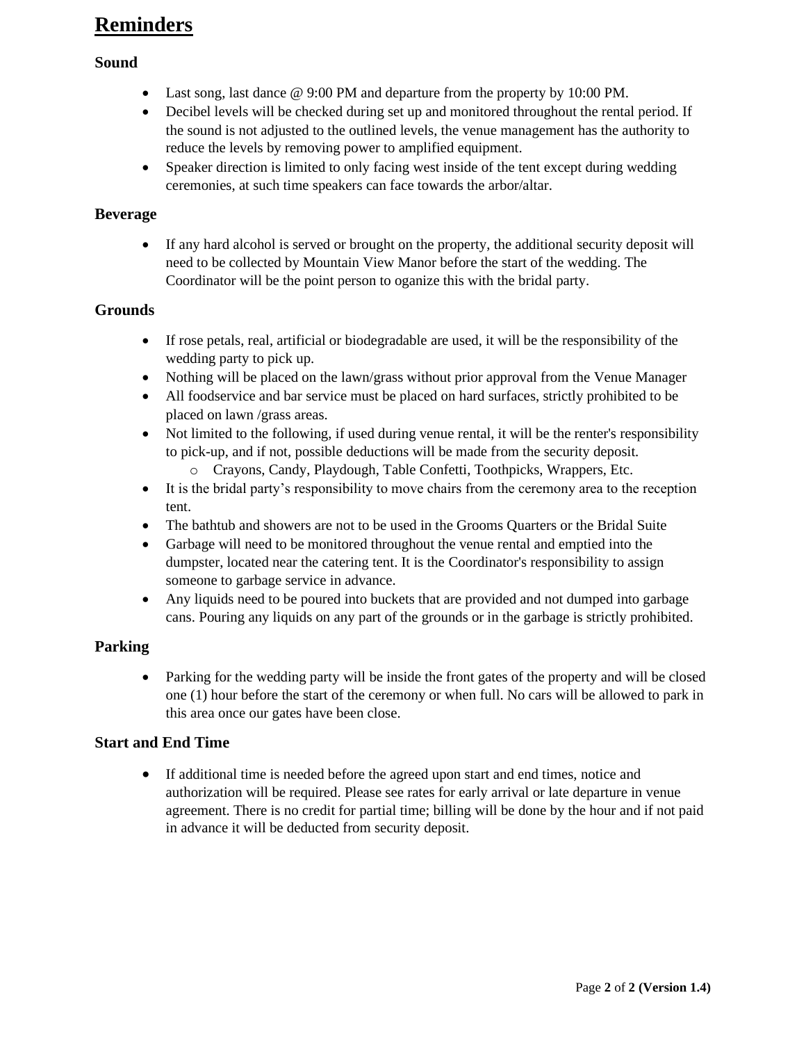# Reminders

### Sound

- Last song, last dance @ 9:00 PM and departure from the property by 10:00 PM.
- Decibel levels will be checked during set up and monitored throughout the rental period. If the sound is not adjusted to the outlined levels, the venue management has the authority to reduce the levels by removing power to amplified equipment.
- Speaker direction is limited to only facing west inside of the tent except during wedding ceremonies, at such time speakers can face towards the arbor/altar.

### Beverage

- If any hard alcohol is served or brought on the property, the additional security deposit will need to be collected by Mountain View Manor before the start of the wedding. The Coordinator will be the point person to oganize this with the bridal party.

### Grounds

- If rose petals, real, artificial or biodegradable are used, it will be the responsibility of the wedding party to pick up.
- Nothing will be placed on the lawn/grass without prior approval from the Venue Manager
- All foodservice and bar service must be placed on hard surfaces, strictly prohibited to be placed on lawn /grass areas.
- Not limited to the following, if used during venue rental, it will be the renter's responsibility to pick-up, and if not, possible deductions will be made from the security deposit.
  - Crayons, Candy, Playdough, Table Confetti, Toothpicks, Wrappers, Etc.
- It is the bridal party's responsibility to move chairs from the ceremony area to the reception tent.
- The bathtub and showers are not to be used in the Grooms Quarters or the Bridal Suite
- Garbage will need to be monitored throughout the venue rental and emptied into the dumpster, located near the catering tent. It is the Coordinator's responsibility to assign someone to garbage service in advance.
- Any liquids need to be poured into buckets that are provided and not dumped into garbage cans. Pouring any liquids on any part of the grounds or in the garbage is strictly prohibited.

### Parking

- Parking for the wedding party will be inside the front gates of the property and will be closed one (1) hour before the start of the ceremony or when full. No cars will be allowed to park in this area once our gates have been close.

### Start and End Time

- If additional time is needed before the agreed upon start and end times, notice and authorization will be required. Please see rates for early arrival or late departure in venue agreement. There is no credit for partial time; billing will be done by the hour and if not paid in advance it will be deducted from security deposit.